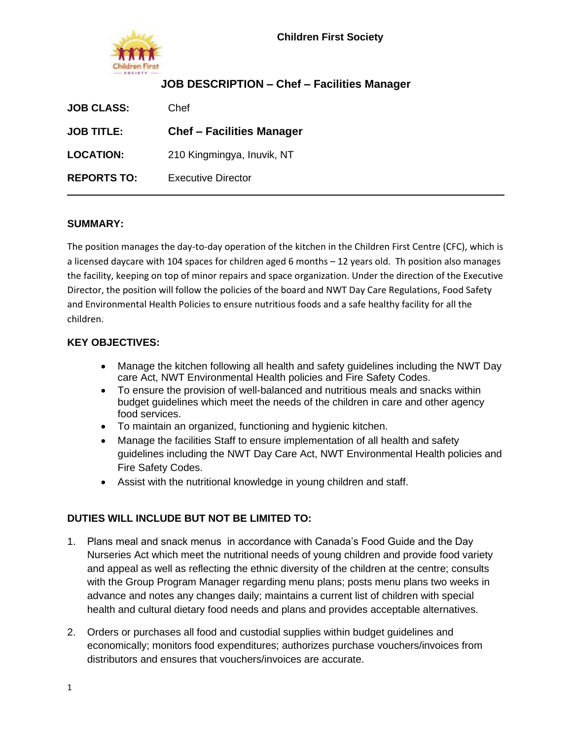**Children First Society**

## JOB DESCRIPTION – Chef – Facilities Manager

| | |
|---|---|
| **JOB CLASS:** | Chef |
| **JOB TITLE:** | **Chef – Facilities Manager** |
| **LOCATION:** | 210 Kingmingya, Inuvik, NT |
| **REPORTS TO:** | Executive Director |

---

### SUMMARY:

The position manages the day-to-day operation of the kitchen in the Children First Centre (CFC), which is a licensed daycare with 104 spaces for children aged 6 months – 12 years old. Th position also manages the facility, keeping on top of minor repairs and space organization. Under the direction of the Executive Director, the position will follow the policies of the board and NWT Day Care Regulations, Food Safety and Environmental Health Policies to ensure nutritious foods and a safe healthy facility for all the children.

### KEY OBJECTIVES:

- Manage the kitchen following all health and safety guidelines including the NWT Day care Act, NWT Environmental Health policies and Fire Safety Codes.
- To ensure the provision of well-balanced and nutritious meals and snacks within budget guidelines which meet the needs of the children in care and other agency food services.
- To maintain an organized, functioning and hygienic kitchen.
- Manage the facilities Staff to ensure implementation of all health and safety guidelines including the NWT Day Care Act, NWT Environmental Health policies and Fire Safety Codes.
- Assist with the nutritional knowledge in young children and staff.

### DUTIES WILL INCLUDE BUT NOT BE LIMITED TO:

1. Plans meal and snack menus in accordance with Canada's Food Guide and the Day Nurseries Act which meet the nutritional needs of young children and provide food variety and appeal as well as reflecting the ethnic diversity of the children at the centre; consults with the Group Program Manager regarding menu plans; posts menu plans two weeks in advance and notes any changes daily; maintains a current list of children with special health and cultural dietary food needs and plans and provides acceptable alternatives.

2. Orders or purchases all food and custodial supplies within budget guidelines and economically; monitors food expenditures; authorizes purchase vouchers/invoices from distributors and ensures that vouchers/invoices are accurate.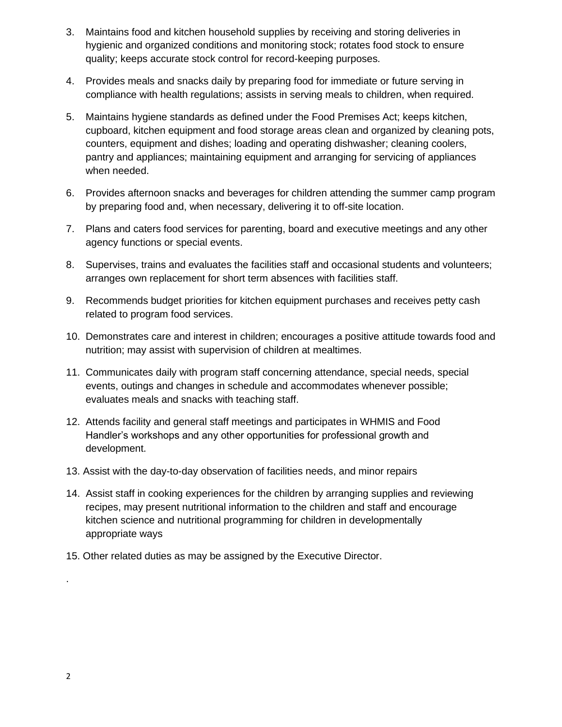3. Maintains food and kitchen household supplies by receiving and storing deliveries in hygienic and organized conditions and monitoring stock; rotates food stock to ensure quality; keeps accurate stock control for record-keeping purposes.

4. Provides meals and snacks daily by preparing food for immediate or future serving in compliance with health regulations; assists in serving meals to children, when required.

5. Maintains hygiene standards as defined under the Food Premises Act; keeps kitchen, cupboard, kitchen equipment and food storage areas clean and organized by cleaning pots, counters, equipment and dishes; loading and operating dishwasher; cleaning coolers, pantry and appliances; maintaining equipment and arranging for servicing of appliances when needed.

6. Provides afternoon snacks and beverages for children attending the summer camp program by preparing food and, when necessary, delivering it to off-site location.

7. Plans and caters food services for parenting, board and executive meetings and any other agency functions or special events.

8. Supervises, trains and evaluates the facilities staff and occasional students and volunteers; arranges own replacement for short term absences with facilities staff.

9. Recommends budget priorities for kitchen equipment purchases and receives petty cash related to program food services.

10. Demonstrates care and interest in children; encourages a positive attitude towards food and nutrition; may assist with supervision of children at mealtimes.

11. Communicates daily with program staff concerning attendance, special needs, special events, outings and changes in schedule and accommodates whenever possible; evaluates meals and snacks with teaching staff.

12. Attends facility and general staff meetings and participates in WHMIS and Food Handler's workshops and any other opportunities for professional growth and development.

13. Assist with the day-to-day observation of facilities needs, and minor repairs

14. Assist staff in cooking experiences for the children by arranging supplies and reviewing recipes, may present nutritional information to the children and staff and encourage kitchen science and nutritional programming for children in developmentally appropriate ways

15. Other related duties as may be assigned by the Executive Director.

.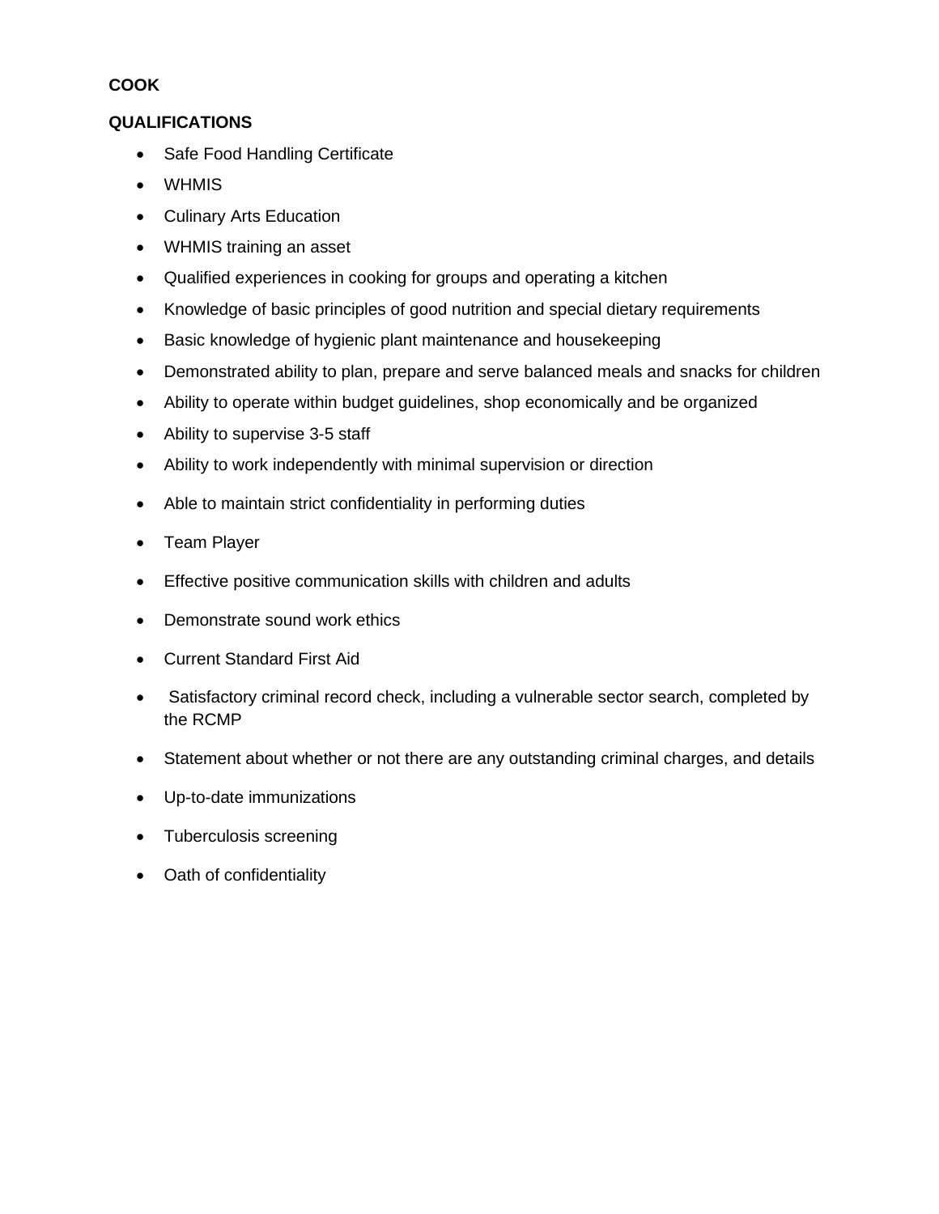**COOK**

**QUALIFICATIONS**

- Safe Food Handling Certificate
- WHMIS
- Culinary Arts Education
- WHMIS training an asset
- Qualified experiences in cooking for groups and operating a kitchen
- Knowledge of basic principles of good nutrition and special dietary requirements
- Basic knowledge of hygienic plant maintenance and housekeeping
- Demonstrated ability to plan, prepare and serve balanced meals and snacks for children
- Ability to operate within budget guidelines, shop economically and be organized
- Ability to supervise 3-5 staff
- Ability to work independently with minimal supervision or direction
- Able to maintain strict confidentiality in performing duties
- Team Player
- Effective positive communication skills with children and adults
- Demonstrate sound work ethics
- Current Standard First Aid
- Satisfactory criminal record check, including a vulnerable sector search, completed by the RCMP
- Statement about whether or not there are any outstanding criminal charges, and details
- Up-to-date immunizations
- Tuberculosis screening
- Oath of confidentiality